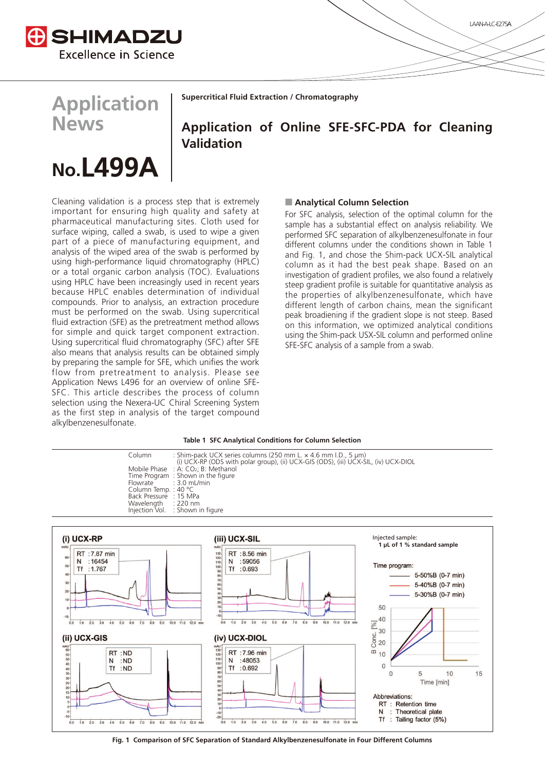# Application News

## No.L499A

**Supercritical Fluid Extraction / Chromatography**

# Application of Online SFE-SFC-PDA for Cleaning Validation

Cleaning validation is a process step that is extremely important for ensuring high quality and safety at pharmaceutical manufacturing sites. Cloth used for surface wiping, called a swab, is used to wipe a given part of a piece of manufacturing equipment, and analysis of the wiped area of the swab is performed by using high-performance liquid chromatography (HPLC) or a total organic carbon analysis (TOC). Evaluations using HPLC have been increasingly used in recent years because HPLC enables determination of individual compounds. Prior to analysis, an extraction procedure must be performed on the swab. Using supercritical fluid extraction (SFE) as the pretreatment method allows for simple and quick target component extraction. Using supercritical fluid chromatography (SFC) after SFE also means that analysis results can be obtained simply by preparing the sample for SFE, which unifies the work flow from pretreatment to analysis. Please see Application News L496 for an overview of online SFE-SFC. This article describes the process of column selection using the Nexera-UC Chiral Screening System as the first step in analysis of the target compound alkylbenzenesulfonate.

## ■ Analytical Column Selection

For SFC analysis, selection of the optimal column for the sample has a substantial effect on analysis reliability. We performed SFC separation of alkylbenzenesulfonate in four different columns under the conditions shown in Table 1 and Fig. 1, and chose the Shim-pack UCX-SIL analytical column as it had the best peak shape. Based on an investigation of gradient profiles, we also found a relatively steep gradient profile is suitable for quantitative analysis as the properties of alkylbenzenesulfonate, which have different length of carbon chains, mean the significant peak broadiening if the gradient slope is not steep. Based on this information, we optimized analytical conditions using the Shim-pack USX-SIL column and performed online SFE-SFC analysis of a sample from a swab.

**Table 1 SFC Analytical Conditions for Column Selection**

| | |
|---|---|
| Column | : Shim-pack UCX series columns (250 mm L. × 4.6 mm I.D., 5 µm) (i) UCX-RP (ODS with polar group), (ii) UCX-GIS (ODS), (iii) UCX-SIL, (iv) UCX-DIOL |
| Mobile Phase | : A: $CO_2$; B: Methanol |
| Time Program | : Shown in the figure |
| Flowrate | : 3.0 mL/min |
| Column Temp. | : 40 °C |
| Back Pressure | : 15 MPa |
| Wavelength | : 220 nm |
| Injection Vol. | : Shown in figure |

(i) UCX-RP — RT : 7.87 min; N : 16454; Tf : 1.767

(ii) UCX-GIS — RT : ND; N : ND; Tf : ND

(iii) UCX-SIL — RT : 8.56 min; N : 59056; Tf : 0.693

(iv) UCX-DIOL — RT : 7.96 min; N : 48053; Tf : 0.692

Injected sample: **1 µL of 1 % standard sample**

Time program:
- 5-50%B (0-7 min)
- 5-40%B (0-7 min)
- 5-30%B (0-7 min)

Abbreviations:
- RT : Retention time
- N : Theoretical plate
- Tf : Tailing factor (5%)

**Fig. 1 Comparison of SFC Separation of Standard Alkylbenzenesulfonate in Four Different Columns**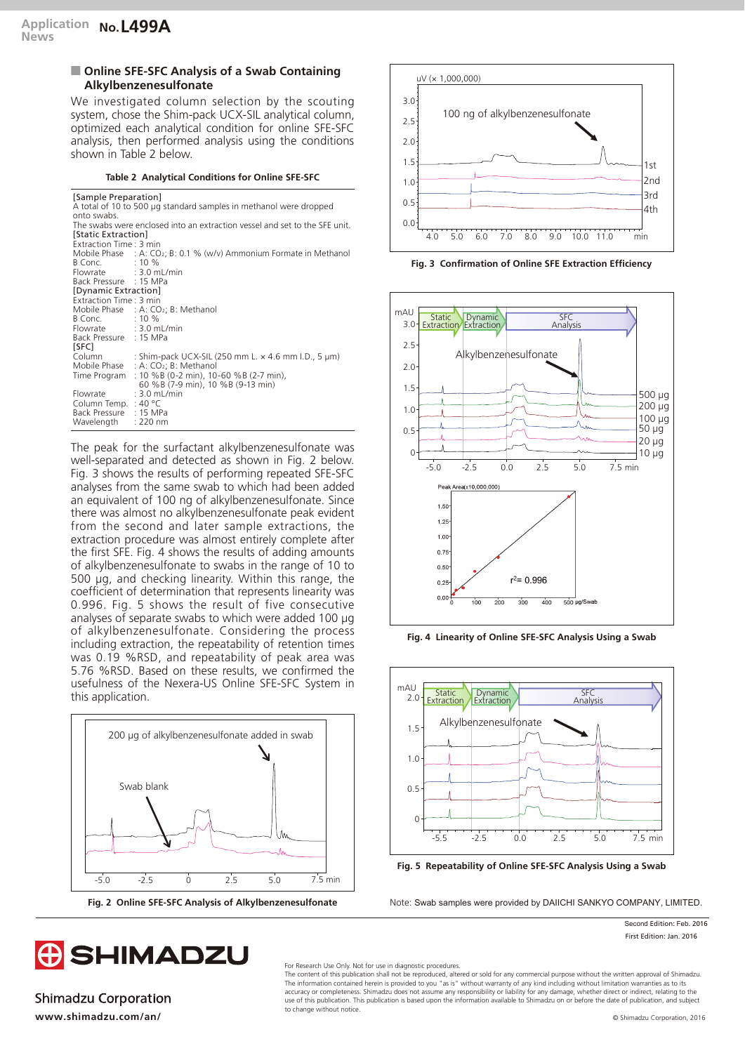## Online SFE-SFC Analysis of a Swab Containing Alkylbenzenesulfonate

We investigated column selection by the scouting system, chose the Shim-pack UCX-SIL analytical column, optimized each analytical condition for online SFE-SFC analysis, then performed analysis using the conditions shown in Table 2 below.

**Table 2 Analytical Conditions for Online SFE-SFC**

[Sample Preparation]
A total of 10 to 500 µg standard samples in methanol were dropped onto swabs.
The swabs were enclosed into an extraction vessel and set to the SFE unit.

[Static Extraction]

| | |
|---|---|
| Extraction Time | : 3 min |
| Mobile Phase | : A: $CO_2$; B: 0.1 % (w/v) Ammonium Formate in Methanol |
| B Conc. | : 10 % |
| Flowrate | : 3.0 mL/min |
| Back Pressure | : 15 MPa |

[Dynamic Extraction]

| | |
|---|---|
| Extraction Time | : 3 min |
| Mobile Phase | : A: $CO_2$; B: Methanol |
| B Conc. | : 10 % |
| Flowrate | : 3.0 mL/min |
| Back Pressure | : 15 MPa |

[SFC]

| | |
|---|---|
| Column | : Shim-pack UCX-SIL (250 mm L. × 4.6 mm I.D., 5 µm) |
| Mobile Phase | : A: $CO_2$; B: Methanol |
| Time Program | : 10 %B (0-2 min), 10-60 %B (2-7 min), 60 %B (7-9 min), 10 %B (9-13 min) |
| Flowrate | : 3.0 mL/min |
| Column Temp. | : 40 °C |
| Back Pressure | : 15 MPa |
| Wavelength | : 220 nm |

The peak for the surfactant alkylbenzenesulfonate was well-separated and detected as shown in Fig. 2 below. Fig. 3 shows the results of performing repeated SFE-SFC analyses from the same swab to which had been added an equivalent of 100 ng of alkylbenzenesulfonate. Since there was almost no alkylbenzenesulfonate peak evident from the second and later sample extractions, the extraction procedure was almost entirely complete after the first SFE. Fig. 4 shows the results of adding amounts of alkylbenzenesulfonate to swabs in the range of 10 to 500 µg, and checking linearity. Within this range, the coefficient of determination that represents linearity was 0.996. Fig. 5 shows the result of five consecutive analyses of separate swabs to which were added 100 µg of alkylbenzenesulfonate. Considering the process including extraction, the repeatability of retention times was 0.19 %RSD, and repeatability of peak area was 5.76 %RSD. Based on these results, we confirmed the usefulness of the Nexera-US Online SFE-SFC System in this application.

200 µg of alkylbenzenesulfonate added in swab
Swab blank
-5.0 -2.5 0 2.5 5.0 7.5 min

**Fig. 2 Online SFE-SFC Analysis of Alkylbenzenesulfonate**

uV (× 1,000,000)
3.0 2.5 2.0 1.5 1.0 0.5 0.0
100 ng of alkylbenzenesulfonate
1st
2nd
3rd
4th
4.0 5.0 6.0 7.0 8.0 9.0 10.0 11.0 min

**Fig. 3 Confirmation of Online SFE Extraction Efficiency**

mAU
3.0 2.5 2.0 1.5 1.0 0.5 0
Static Extraction | Dynamic Extraction | SFC Analysis
Alkylbenzenesulfonate
500 µg
200 µg
100 µg
50 µg
20 µg
10 µg
-5.0 -2.5 0.0 2.5 5.0 7.5 min

Peak Area(x10,000,000)
1.50 1.25 1.00 0.75 0.50 0.25 0.00
$r^2$= 0.996
0 100 200 300 400 500 µg/Swab

**Fig. 4 Linearity of Online SFE-SFC Analysis Using a Swab**

mAU
2.0 1.5 1.0 0.5 0
Static Extraction | Dynamic Extraction | SFC Analysis
Alkylbenzenesulfonate
-5.5 -2.5 0.0 2.5 5.0 7.5 min

**Fig. 5 Repeatability of Online SFE-SFC Analysis Using a Swab**

Note: Swab samples were provided by DAIICHI SANKYO COMPANY, LIMITED.

Second Edition: Feb. 2016
First Edition: Jan. 2016

SHIMADZU

Shimadzu Corporation
www.shimadzu.com/an/

For Research Use Only. Not for use in diagnostic procedures.
The content of this publication shall not be reproduced, altered or sold for any commercial purpose without the written approval of Shimadzu.
The information contained herein is provided to you "as is" without warranty of any kind including without limitation warranties as to its accuracy or completeness. Shimadzu does not assume any responsibility or liability for any damage, whether direct or indirect, relating to the use of this publication. This publication is based upon the information available to Shimadzu on or before the date of publication, and subject to change without notice.

© Shimadzu Corporation, 2016